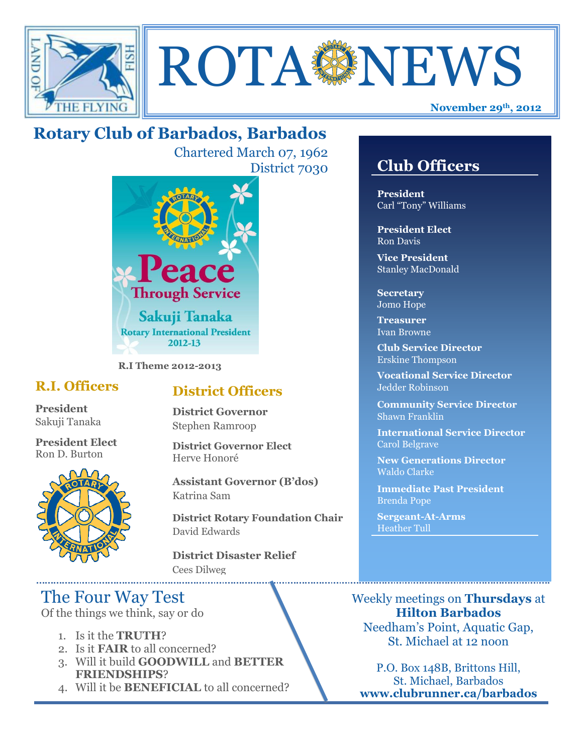# ROTA NEWS

**November 29th, 2012**

## Rotary Club of Barbados, Barbados

Chartered March 07, 1962
District 7030

Peace Through Service
Sakuji Tanaka
Rotary International President
2012-13

**R.I Theme 2012-2013**

### R.I. Officers

**President**
Sakuji Tanaka

**President Elect**
Ron D. Burton

### District Officers

**District Governor**
Stephen Ramroop

**District Governor Elect**
Herve Honoré

**Assistant Governor (B'dos)**
Katrina Sam

**District Rotary Foundation Chair**
David Edwards

**District Disaster Relief**
Cees Dilweg

### Club Officers

**President**
Carl "Tony" Williams

**President Elect**
Ron Davis

**Vice President**
Stanley MacDonald

**Secretary**
Jomo Hope

**Treasurer**
Ivan Browne

**Club Service Director**
Erskine Thompson

**Vocational Service Director**
Jedder Robinson

**Community Service Director**
Shawn Franklin

**International Service Director**
Carol Belgrave

**New Generations Director**
Waldo Clarke

**Immediate Past President**
Brenda Pope

**Sergeant-At-Arms**
Heather Tull

## The Four Way Test

Of the things we think, say or do

1. Is it the **TRUTH**?
2. Is it **FAIR** to all concerned?
3. Will it build **GOODWILL** and **BETTER FRIENDSHIPS**?
4. Will it be **BENEFICIAL** to all concerned?

Weekly meetings on **Thursdays** at
**Hilton Barbados**
Needham's Point, Aquatic Gap,
St. Michael at 12 noon

P.O. Box 148B, Brittons Hill,
St. Michael, Barbados
**www.clubrunner.ca/barbados**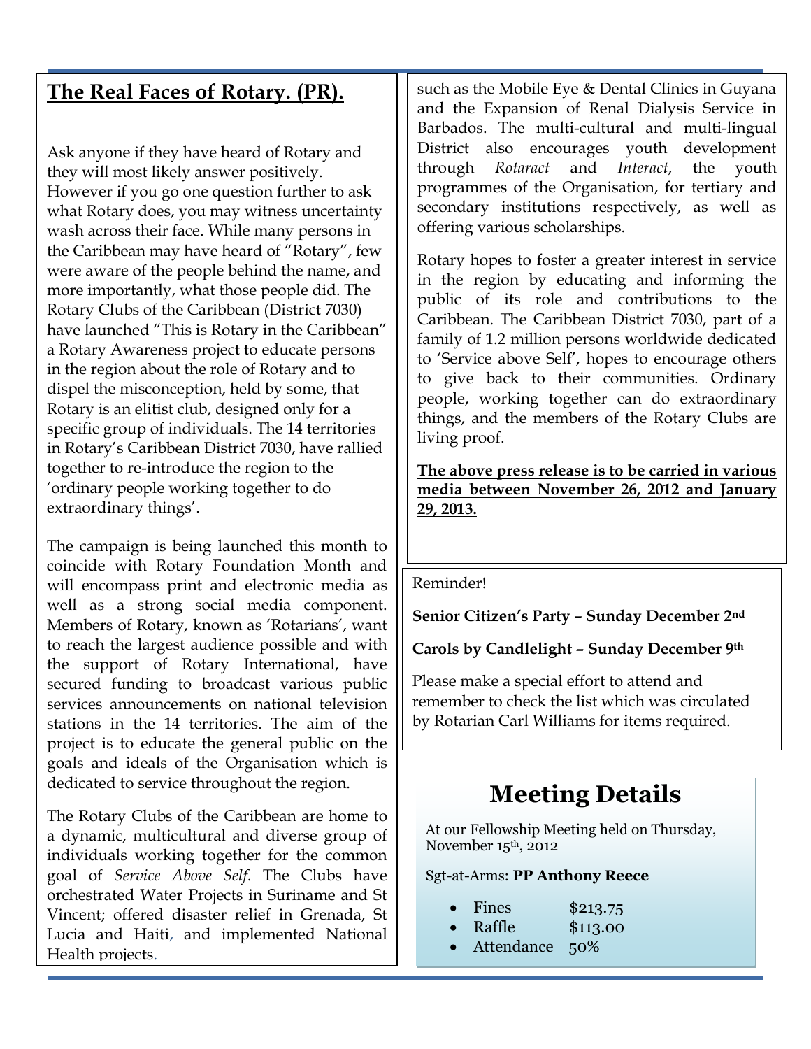## The Real Faces of Rotary. (PR).

Ask anyone if they have heard of Rotary and they will most likely answer positively. However if you go one question further to ask what Rotary does, you may witness uncertainty wash across their face. While many persons in the Caribbean may have heard of "Rotary", few were aware of the people behind the name, and more importantly, what those people did. The Rotary Clubs of the Caribbean (District 7030) have launched "This is Rotary in the Caribbean" a Rotary Awareness project to educate persons in the region about the role of Rotary and to dispel the misconception, held by some, that Rotary is an elitist club, designed only for a specific group of individuals. The 14 territories in Rotary's Caribbean District 7030, have rallied together to re-introduce the region to the 'ordinary people working together to do extraordinary things'.

The campaign is being launched this month to coincide with Rotary Foundation Month and will encompass print and electronic media as well as a strong social media component. Members of Rotary, known as 'Rotarians', want to reach the largest audience possible and with the support of Rotary International, have secured funding to broadcast various public services announcements on national television stations in the 14 territories. The aim of the project is to educate the general public on the goals and ideals of the Organisation which is dedicated to service throughout the region.

The Rotary Clubs of the Caribbean are home to a dynamic, multicultural and diverse group of individuals working together for the common goal of *Service Above Self*. The Clubs have orchestrated Water Projects in Suriname and St Vincent; offered disaster relief in Grenada, St Lucia and Haiti, and implemented National Health projects such as the Mobile Eye & Dental Clinics in Guyana and the Expansion of Renal Dialysis Service in Barbados. The multi-cultural and multi-lingual District also encourages youth development through *Rotaract* and *Interact*, the youth programmes of the Organisation, for tertiary and secondary institutions respectively, as well as offering various scholarships.

Rotary hopes to foster a greater interest in service in the region by educating and informing the public of its role and contributions to the Caribbean. The Caribbean District 7030, part of a family of 1.2 million persons worldwide dedicated to 'Service above Self', hopes to encourage others to give back to their communities. Ordinary people, working together can do extraordinary things, and the members of the Rotary Clubs are living proof.

**The above press release is to be carried in various media between November 26, 2012 and January 29, 2013.**

Reminder!

**Senior Citizen's Party – Sunday December 2nd**

**Carols by Candlelight – Sunday December 9th**

Please make a special effort to attend and remember to check the list which was circulated by Rotarian Carl Williams for items required.

## Meeting Details

At our Fellowship Meeting held on Thursday, November 15th, 2012

Sgt-at-Arms: **PP Anthony Reece**

- Fines $213.75
- Raffle $113.00
- Attendance 50%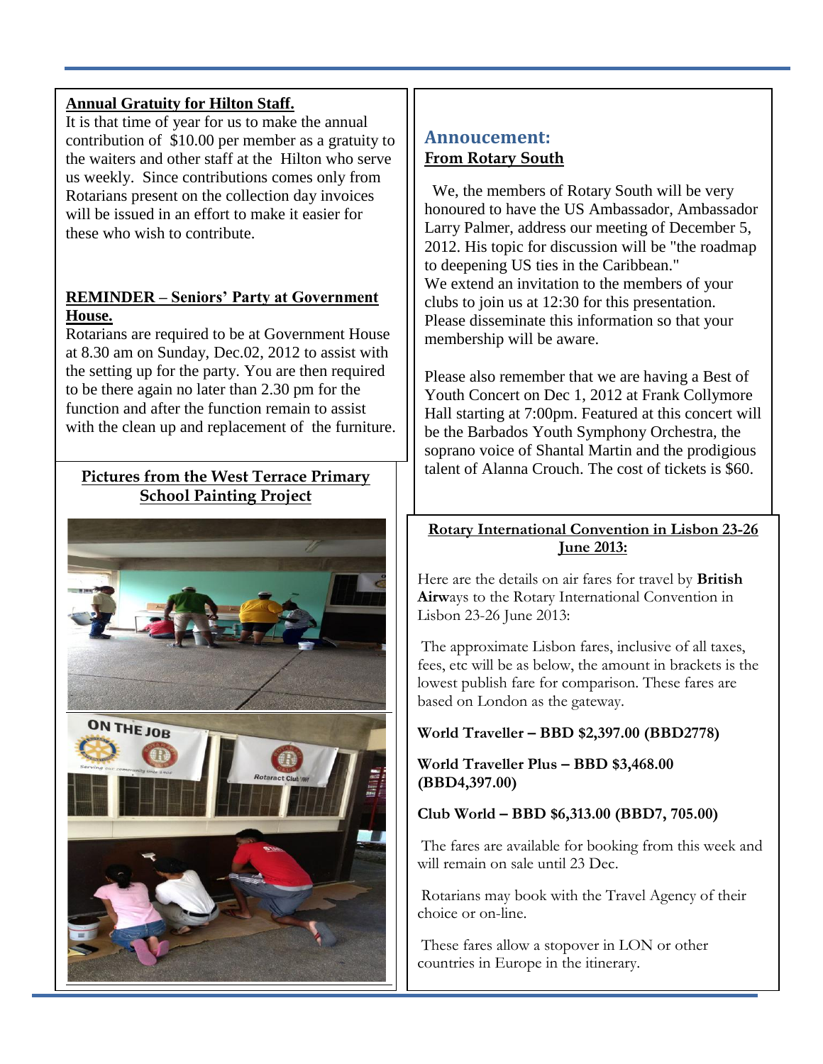**Annual Gratuity for Hilton Staff.**

It is that time of year for us to make the annual contribution of  $10.00 per member as a gratuity to the waiters and other staff at the  Hilton who serve us weekly.  Since contributions comes only from Rotarians present on the collection day invoices will be issued in an effort to make it easier for these who wish to contribute.

**REMINDER – Seniors' Party at Government House.**

Rotarians are required to be at Government House at 8.30 am on Sunday, Dec.02, 2012 to assist with the setting up for the party. You are then required to be there again no later than 2.30 pm for the function and after the function remain to assist with the clean up and replacement of  the furniture.

**Pictures from the West Terrace Primary School Painting Project**

## Annoucement:

**From Rotary South**

We, the members of Rotary South will be very honoured to have the US Ambassador, Ambassador Larry Palmer, address our meeting of December 5, 2012. His topic for discussion will be "the roadmap to deepening US ties in the Caribbean."
We extend an invitation to the members of your clubs to join us at 12:30 for this presentation. Please disseminate this information so that your membership will be aware.

Please also remember that we are having a Best of Youth Concert on Dec 1, 2012 at Frank Collymore Hall starting at 7:00pm. Featured at this concert will be the Barbados Youth Symphony Orchestra, the soprano voice of Shantal Martin and the prodigious talent of Alanna Crouch. The cost of tickets is $60.

**Rotary International Convention in Lisbon 23-26 June 2013:**

Here are the details on air fares for travel by **British Airw**ays to the Rotary International Convention in Lisbon 23-26 June 2013:

The approximate Lisbon fares, inclusive of all taxes, fees, etc will be as below, the amount in brackets is the lowest publish fare for comparison. These fares are based on London as the gateway.

**World Traveller – BBD $2,397.00 (BBD2778)**

**World Traveller Plus – BBD $3,468.00 (BBD4,397.00)**

**Club World – BBD $6,313.00 (BBD7, 705.00)**

The fares are available for booking from this week and will remain on sale until 23 Dec.

Rotarians may book with the Travel Agency of their choice or on-line.

These fares allow a stopover in LON or other countries in Europe in the itinerary.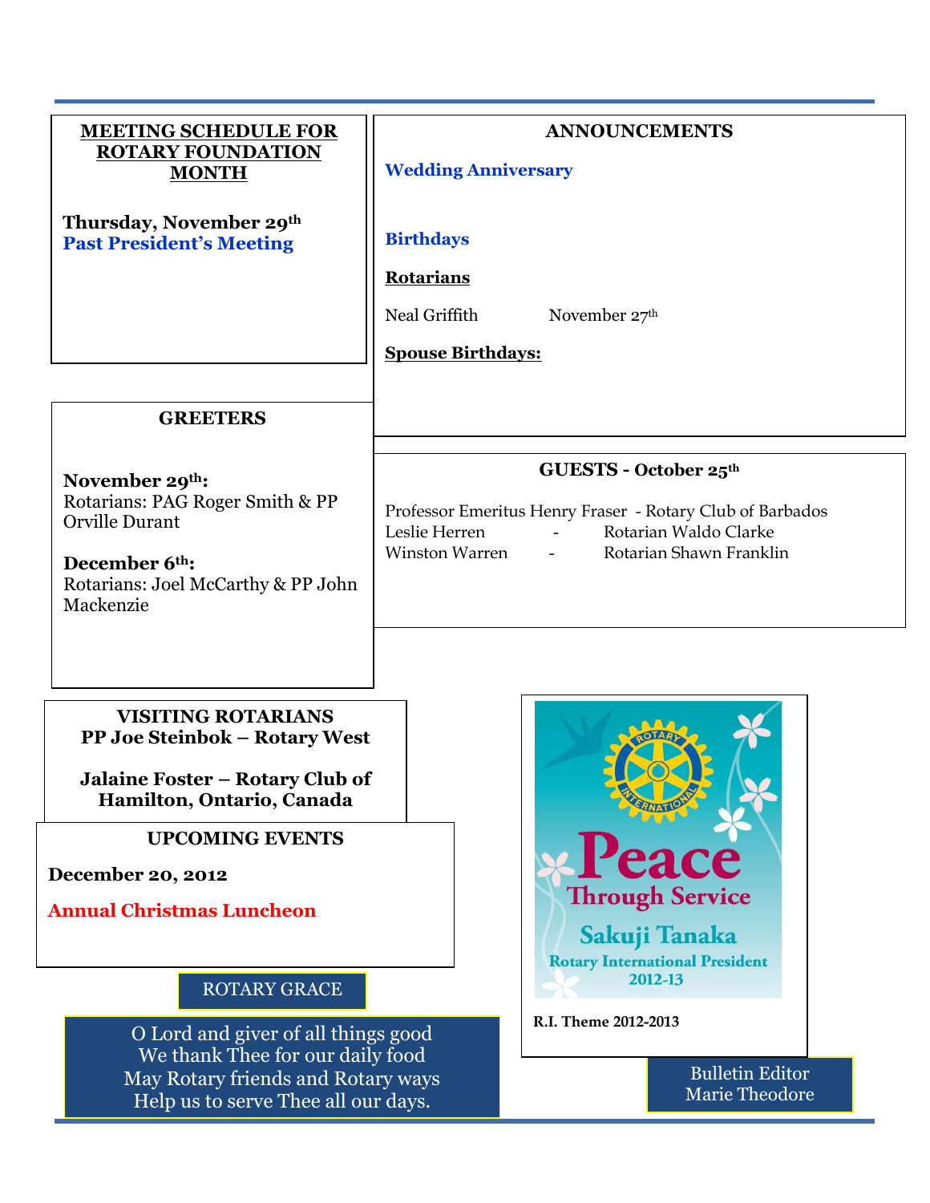## MEETING SCHEDULE FOR ROTARY FOUNDATION MONTH

**Thursday, November 29th**
**Past President's Meeting**

## ANNOUNCEMENTS

**Wedding Anniversary**

**Birthdays**

**Rotarians**

Neal Griffith November 27th

**Spouse Birthdays:**

## GREETERS

**November 29th:**
Rotarians: PAG Roger Smith & PP Orville Durant

**December 6th:**
Rotarians: Joel McCarthy & PP John Mackenzie

## GUESTS - October 25th

Professor Emeritus Henry Fraser - Rotary Club of Barbados
Leslie Herren - Rotarian Waldo Clarke
Winston Warren - Rotarian Shawn Franklin

## VISITING ROTARIANS

**PP Joe Steinbok – Rotary West**

**Jalaine Foster – Rotary Club of Hamilton, Ontario, Canada**

## UPCOMING EVENTS

**December 20, 2012**

**Annual Christmas Luncheon**

Peace Through Service
Sakuji Tanaka
Rotary International President
2012-13

**R.I. Theme 2012-2013**

ROTARY GRACE

O Lord and giver of all things good
We thank Thee for our daily food
May Rotary friends and Rotary ways
Help us to serve Thee all our days.

Bulletin Editor
Marie Theodore